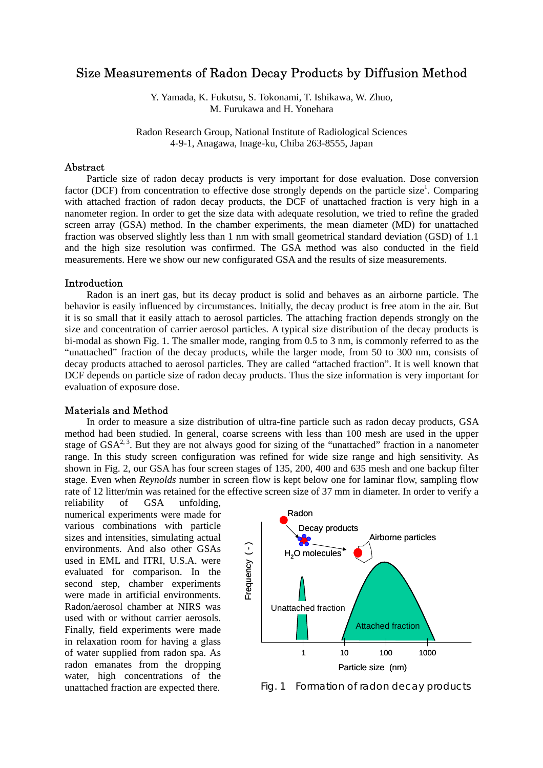# Size Measurements of Radon Decay Products by Diffusion Method

Y. Yamada, K. Fukutsu, S. Tokonami, T. Ishikawa, W. Zhuo, M. Furukawa and H. Yonehara

Radon Research Group, National Institute of Radiological Sciences
4-9-1, Anagawa, Inage-ku, Chiba 263-8555, Japan

## Abstract

Particle size of radon decay products is very important for dose evaluation. Dose conversion factor (DCF) from concentration to effective dose strongly depends on the particle size[1]. Comparing with attached fraction of radon decay products, the DCF of unattached fraction is very high in a nanometer region. In order to get the size data with adequate resolution, we tried to refine the graded screen array (GSA) method. In the chamber experiments, the mean diameter (MD) for unattached fraction was observed slightly less than 1 nm with small geometrical standard deviation (GSD) of 1.1 and the high size resolution was confirmed. The GSA method was also conducted in the field measurements. Here we show our new configurated GSA and the results of size measurements.

## Introduction

Radon is an inert gas, but its decay product is solid and behaves as an airborne particle. The behavior is easily influenced by circumstances. Initially, the decay product is free atom in the air. But it is so small that it easily attach to aerosol particles. The attaching fraction depends strongly on the size and concentration of carrier aerosol particles. A typical size distribution of the decay products is bi-modal as shown Fig. 1. The smaller mode, ranging from 0.5 to 3 nm, is commonly referred to as the "unattached" fraction of the decay products, while the larger mode, from 50 to 300 nm, consists of decay products attached to aerosol particles. They are called "attached fraction". It is well known that DCF depends on particle size of radon decay products. Thus the size information is very important for evaluation of exposure dose.

## Materials and Method

In order to measure a size distribution of ultra-fine particle such as radon decay products, GSA method had been studied. In general, coarse screens with less than 100 mesh are used in the upper stage of GSA[2, 3]. But they are not always good for sizing of the "unattached" fraction in a nanometer range. In this study screen configuration was refined for wide size range and high sensitivity. As shown in Fig. 2, our GSA has four screen stages of 135, 200, 400 and 635 mesh and one backup filter stage. Even when *Reynolds* number in screen flow is kept below one for laminar flow, sampling flow rate of 12 litter/min was retained for the effective screen size of 37 mm in diameter. In order to verify a reliability of GSA unfolding, numerical experiments were made for various combinations with particle sizes and intensities, simulating actual environments. And also other GSAs used in EML and ITRI, U.S.A. were evaluated for comparison. In the second step, chamber experiments were made in artificial environments. Radon/aerosol chamber at NIRS was used with or without carrier aerosols. Finally, field experiments were made in relaxation room for having a glass of water supplied from radon spa. As radon emanates from the dropping water, high concentrations of the unattached fraction are expected there.

Radon
Decay products
Airborne particles
$H_2O$ molecules
Frequency (-)
Unattached fraction
Attached fraction
1 10 100 1000
Particle size (nm)

Fig. 1 Formation of radon decay products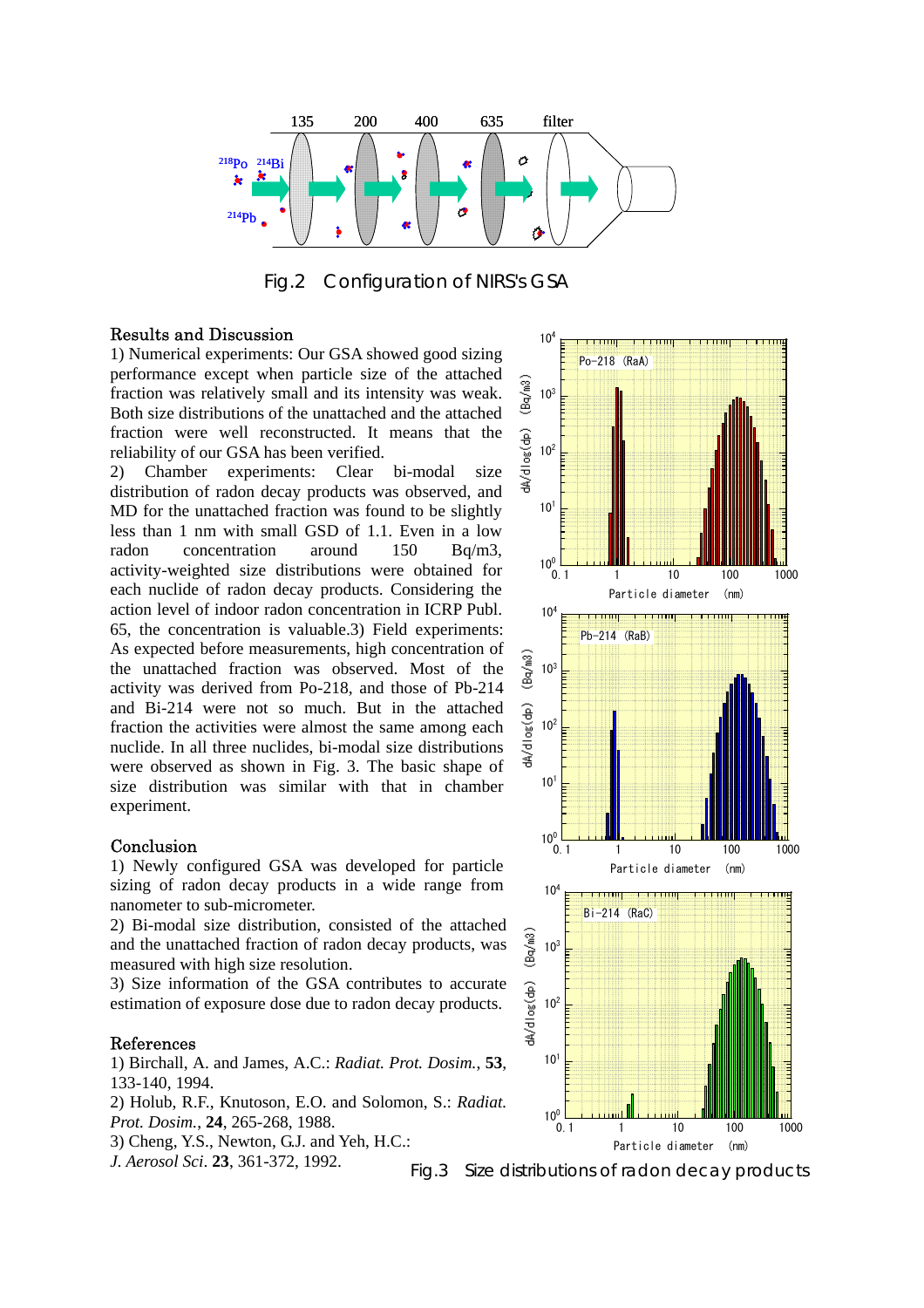135 200 400 635 filter

$^{218}$Po $^{214}$Bi

$^{214}$Pb

Fig.2 Configuration of NIRS's GSA

## Results and Discussion

1) Numerical experiments: Our GSA showed good sizing performance except when particle size of the attached fraction was relatively small and its intensity was weak. Both size distributions of the unattached and the attached fraction were well reconstructed. It means that the reliability of our GSA has been verified.

2) Chamber experiments: Clear bi-modal size distribution of radon decay products was observed, and MD for the unattached fraction was found to be slightly less than 1 nm with small GSD of 1.1. Even in a low radon concentration around 150 Bq/m3, activity-weighted size distributions were obtained for each nuclide of radon decay products. Considering the action level of indoor radon concentration in ICRP Publ. 65, the concentration is valuable.3) Field experiments: As expected before measurements, high concentration of the unattached fraction was observed. Most of the activity was derived from Po-218, and those of Pb-214 and Bi-214 were not so much. But in the attached fraction the activities were almost the same among each nuclide. In all three nuclides, bi-modal size distributions were observed as shown in Fig. 3. The basic shape of size distribution was similar with that in chamber experiment.

## Conclusion

1) Newly configured GSA was developed for particle sizing of radon decay products in a wide range from nanometer to sub-micrometer.

2) Bi-modal size distribution, consisted of the attached and the unattached fraction of radon decay products, was measured with high size resolution.

3) Size information of the GSA contributes to accurate estimation of exposure dose due to radon decay products.

## References

1) Birchall, A. and James, A.C.: *Radiat. Prot. Dosim.*, **53**, 133-140, 1994.

2) Holub, R.F., Knutoson, E.O. and Solomon, S.: *Radiat. Prot. Dosim.*, **24**, 265-268, 1988.

3) Cheng, Y.S., Newton, G.J. and Yeh, H.C.: *J. Aerosol Sci*. **23**, 361-372, 1992.

Po-218 (RaA)

Pb-214 (RaB)

Bi-214 (RaC)

dA/dlog(dp) (Bq/m3)

$10^0$ $10^1$ $10^2$ $10^3$ $10^4$

0.1 1 10 100 1000

Particle diameter (nm)

Fig.3 Size distributions of radon decay products